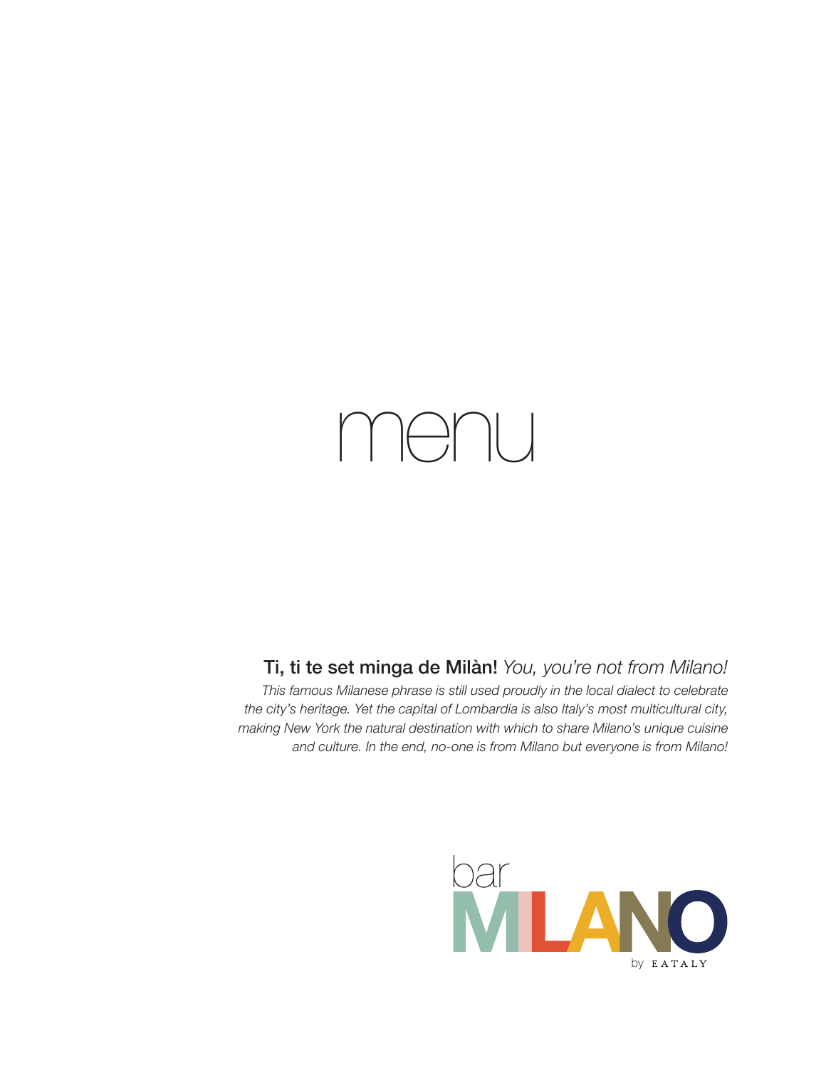# menu

**Ti, ti te set minga de Milàn!** *You, you're not from Milano!*

*This famous Milanese phrase is still used proudly in the local dialect to celebrate the city's heritage. Yet the capital of Lombardia is also Italy's most multicultural city, making New York the natural destination with which to share Milano's unique cuisine and culture. In the end, no-one is from Milano but everyone is from Milano!*

bar MILANO by EATALY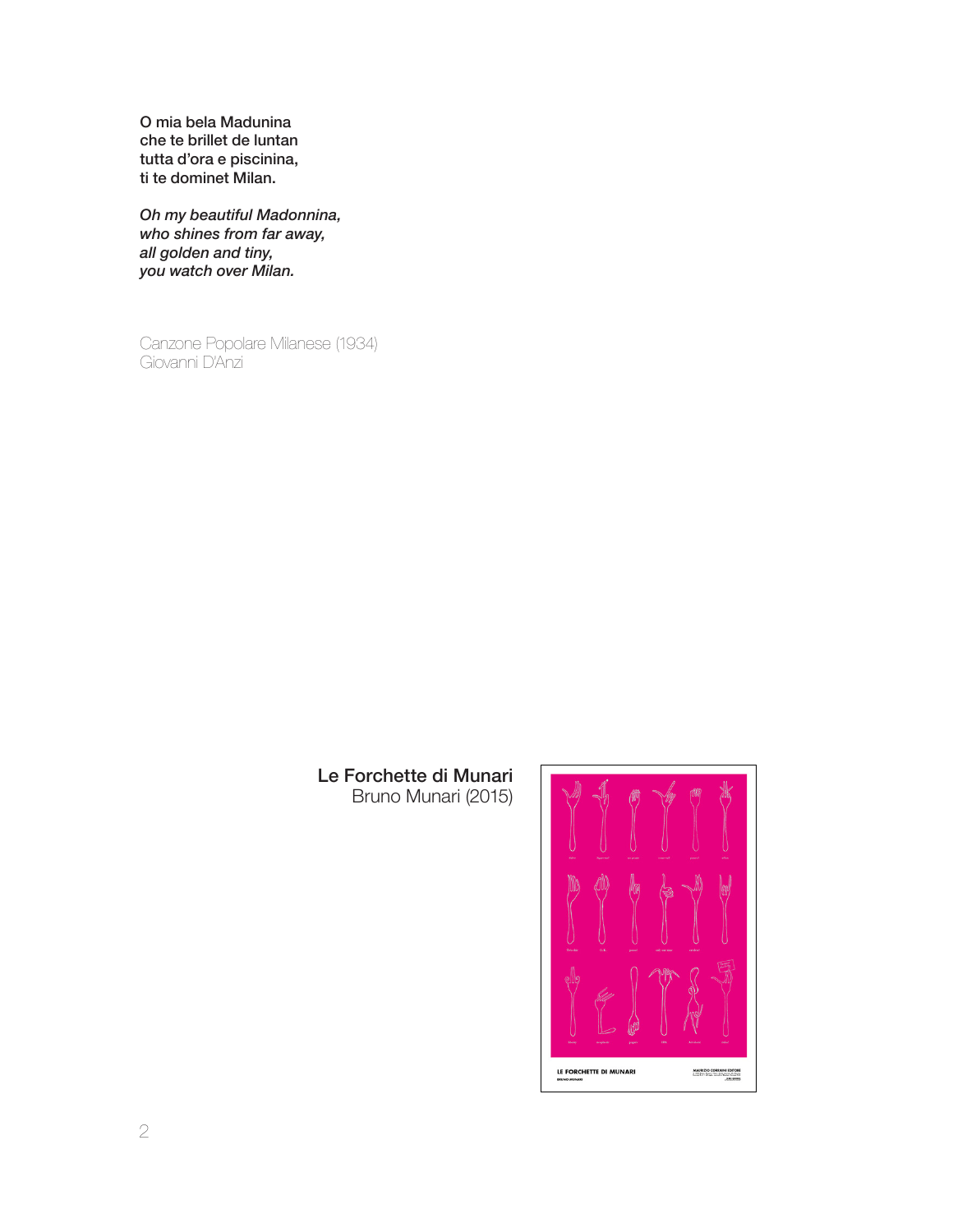**O mia bela Madunina**
**che te brillet de luntan**
**tutta d'ora e piscinina,**
**ti te dominet Milan.**

***Oh my beautiful Madonnina,***
***who shines from far away,***
***all golden and tiny,***
***you watch over Milan.***

Canzone Popolare Milanese (1934)
Giovanni D'Anzi

**Le Forchette di Munari**
Bruno Munari (2015)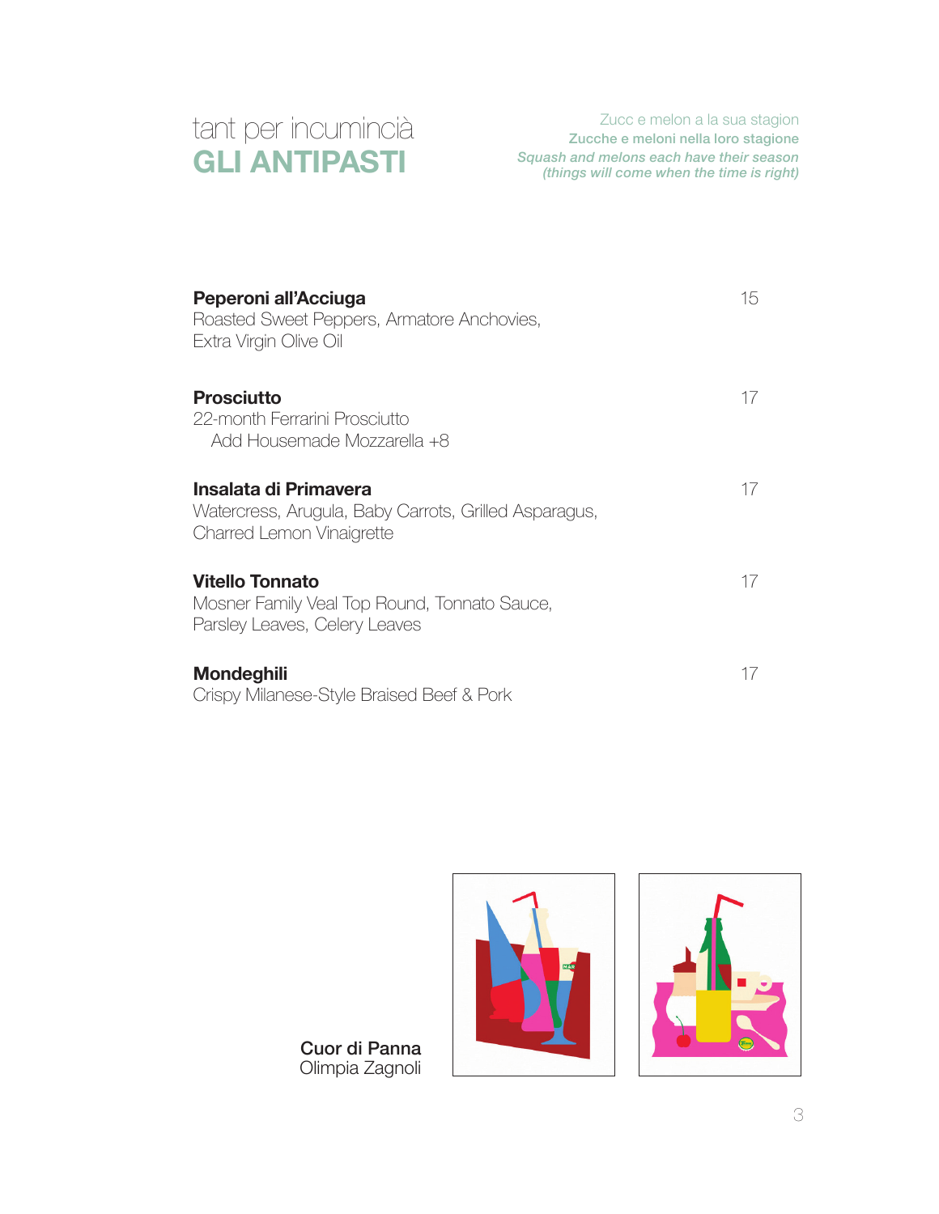# tant per incumincià
# GLI ANTIPASTI

Zucc e melon a la sua stagion
**Zucche e meloni nella loro stagione**
***Squash and melons each have their season***
***(things will come when the time is right)***

**Peperoni all'Acciuga** — 15
Roasted Sweet Peppers, Armatore Anchovies,
Extra Virgin Olive Oil

**Prosciutto** — 17
22-month Ferrarini Prosciutto
Add Housemade Mozzarella +8

**Insalata di Primavera** — 17
Watercress, Arugula, Baby Carrots, Grilled Asparagus,
Charred Lemon Vinaigrette

**Vitello Tonnato** — 17
Mosner Family Veal Top Round, Tonnato Sauce,
Parsley Leaves, Celery Leaves

**Mondeghili** — 17
Crispy Milanese-Style Braised Beef & Pork

**Cuor di Panna**
Olimpia Zagnoli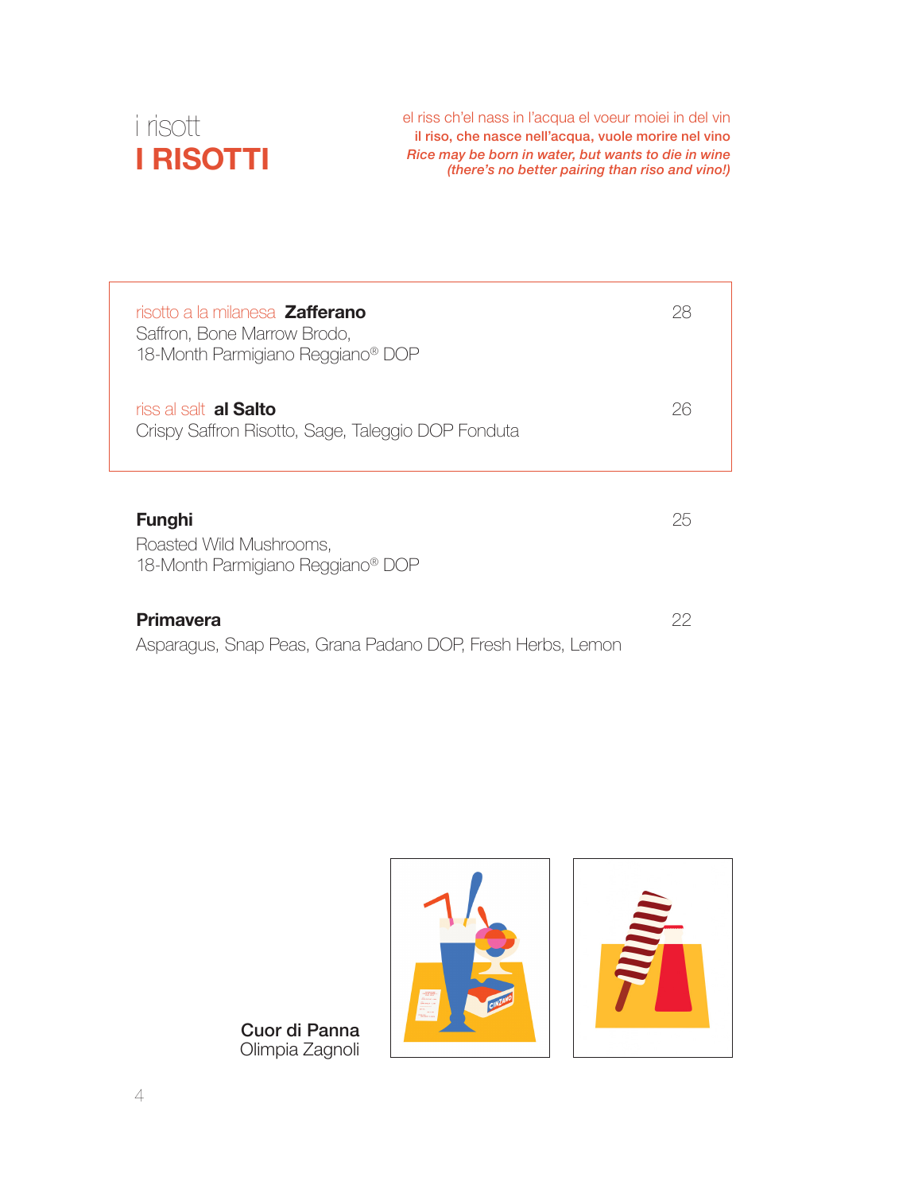# i risott
# I RISOTTI

*el riss ch'el nass in l'acqua el voeur moiei in del vin*
**il riso, che nasce nell'acqua, vuole morire nel vino**
***Rice may be born in water, but wants to die in wine (there's no better pairing than riso and vino!)***

risotto a la milanesa **Zafferano** — 28
Saffron, Bone Marrow Brodo,
18-Month Parmigiano Reggiano® DOP

riss al salt **al Salto** — 26
Crispy Saffron Risotto, Sage, Taleggio DOP Fonduta

**Funghi** — 25
Roasted Wild Mushrooms,
18-Month Parmigiano Reggiano® DOP

**Primavera** — 22
Asparagus, Snap Peas, Grana Padano DOP, Fresh Herbs, Lemon

**Cuor di Panna**
Olimpia Zagnoli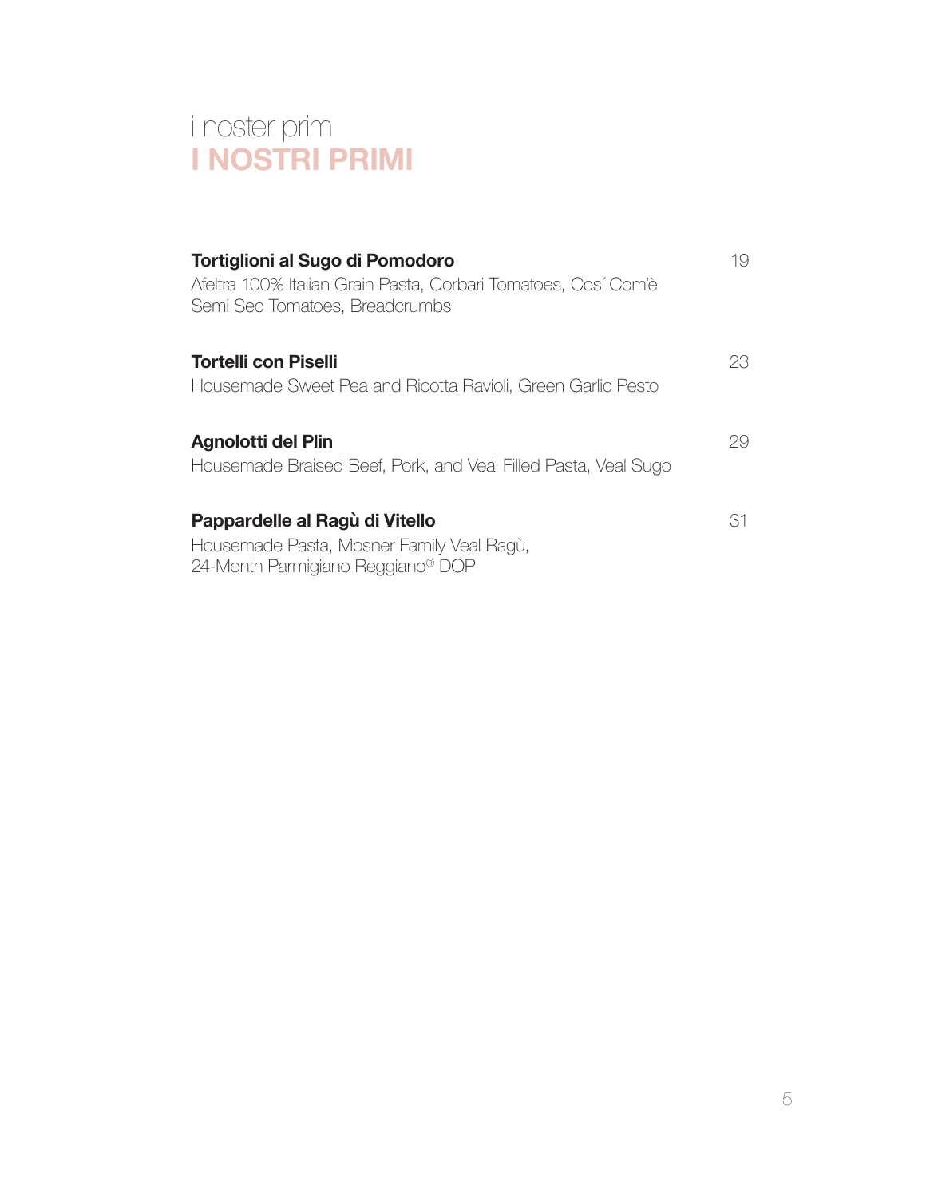# i noster prim
## I NOSTRI PRIMI

**Tortiglioni al Sugo di Pomodoro** 19
Afeltra 100% Italian Grain Pasta, Corbari Tomatoes, Cosí Com'è Semi Sec Tomatoes, Breadcrumbs

**Tortelli con Piselli** 23
Housemade Sweet Pea and Ricotta Ravioli, Green Garlic Pesto

**Agnolotti del Plin** 29
Housemade Braised Beef, Pork, and Veal Filled Pasta, Veal Sugo

**Pappardelle al Ragù di Vitello** 31
Housemade Pasta, Mosner Family Veal Ragù,
24-Month Parmigiano Reggiano® DOP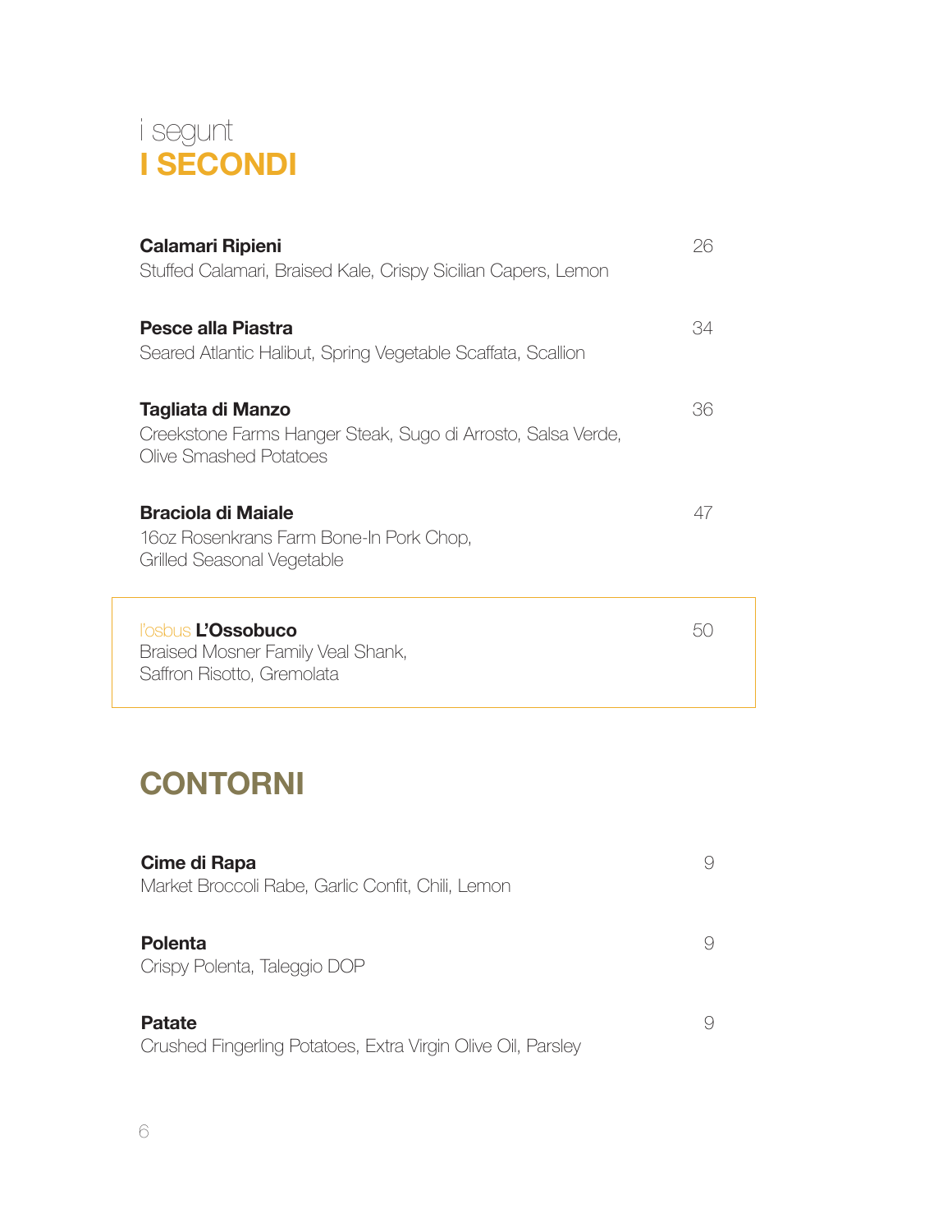i segunt

# I SECONDI

**Calamari Ripieni** 26
Stuffed Calamari, Braised Kale, Crispy Sicilian Capers, Lemon

**Pesce alla Piastra** 34
Seared Atlantic Halibut, Spring Vegetable Scaffata, Scallion

**Tagliata di Manzo** 36
Creekstone Farms Hanger Steak, Sugo di Arrosto, Salsa Verde,
Olive Smashed Potatoes

**Braciola di Maiale** 47
16oz Rosenkrans Farm Bone-In Pork Chop,
Grilled Seasonal Vegetable

l'osbus **L'Ossobuco** 50
Braised Mosner Family Veal Shank,
Saffron Risotto, Gremolata

# CONTORNI

**Cime di Rapa** 9
Market Broccoli Rabe, Garlic Confit, Chili, Lemon

**Polenta** 9
Crispy Polenta, Taleggio DOP

**Patate** 9
Crushed Fingerling Potatoes, Extra Virgin Olive Oil, Parsley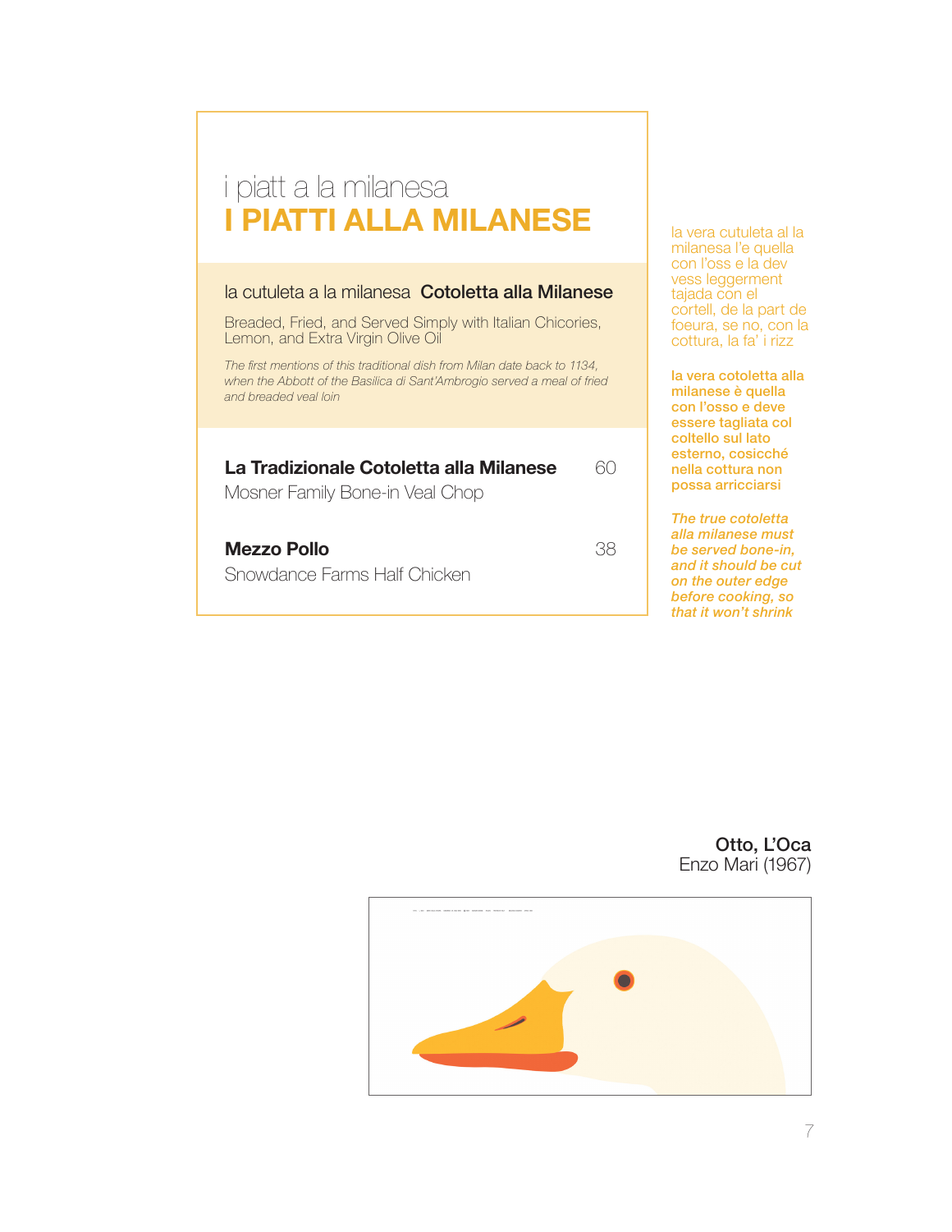# i piatt a la milanesa
# I PIATTI ALLA MILANESE

la cutuleta a la milanesa **Cotoletta alla Milanese**

Breaded, Fried, and Served Simply with Italian Chicories, Lemon, and Extra Virgin Olive Oil

*The first mentions of this traditional dish from Milan date back to 1134, when the Abbott of the Basilica di Sant'Ambrogio served a meal of fried and breaded veal loin*

**La Tradizionale Cotoletta alla Milanese** 60
Mosner Family Bone-in Veal Chop

**Mezzo Pollo** 38
Snowdance Farms Half Chicken

la vera cutuleta al la milanesa l'e quella con l'oss e la dev vess leggerment tajada con el cortell, de la part de foeura, se no, con la cottura, la fa' i rizz

**la vera cotoletta alla milanese è quella con l'osso e deve essere tagliata col coltello sul lato esterno, cosicché nella cottura non possa arricciarsi**

***The true cotoletta alla milanese must be served bone-in, and it should be cut on the outer edge before cooking, so that it won't shrink***

**Otto, L'Oca**
Enzo Mari (1967)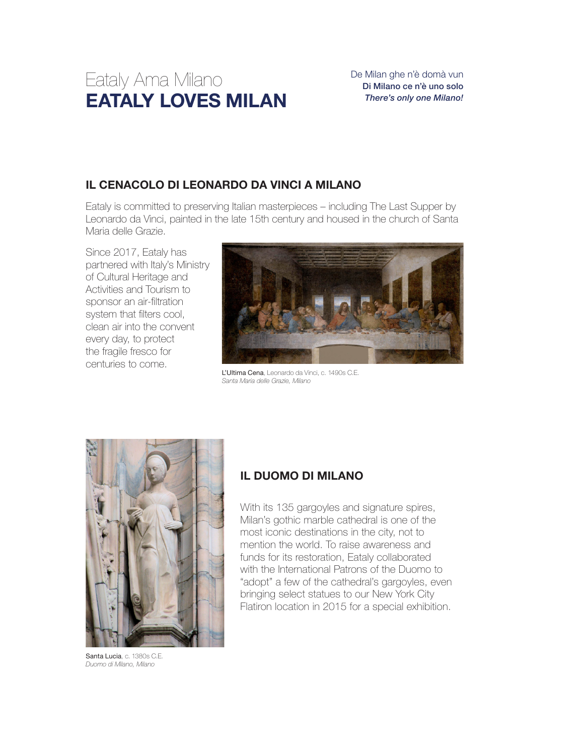# Eataly Ama Milano
# EATALY LOVES MILAN

De Milan ghe n'è domà vun
**Di Milano ce n'è uno solo**
***There's only one Milano!***

## IL CENACOLO DI LEONARDO DA VINCI A MILANO

Eataly is committed to preserving Italian masterpieces – including The Last Supper by Leonardo da Vinci, painted in the late 15th century and housed in the church of Santa Maria delle Grazie.

Since 2017, Eataly has partnered with Italy's Ministry of Cultural Heritage and Activities and Tourism to sponsor an air-filtration system that filters cool, clean air into the convent every day, to protect the fragile fresco for centuries to come.

L'Ultima Cena, Leonardo da Vinci, c. 1490s C.E.
*Santa Maria delle Grazie, Milano*

## IL DUOMO DI MILANO

With its 135 gargoyles and signature spires, Milan's gothic marble cathedral is one of the most iconic destinations in the city, not to mention the world. To raise awareness and funds for its restoration, Eataly collaborated with the International Patrons of the Duomo to "adopt" a few of the cathedral's gargoyles, even bringing select statues to our New York City Flatiron location in 2015 for a special exhibition.

Santa Lucia, c. 1380s C.E.
*Duomo di Milano, Milano*